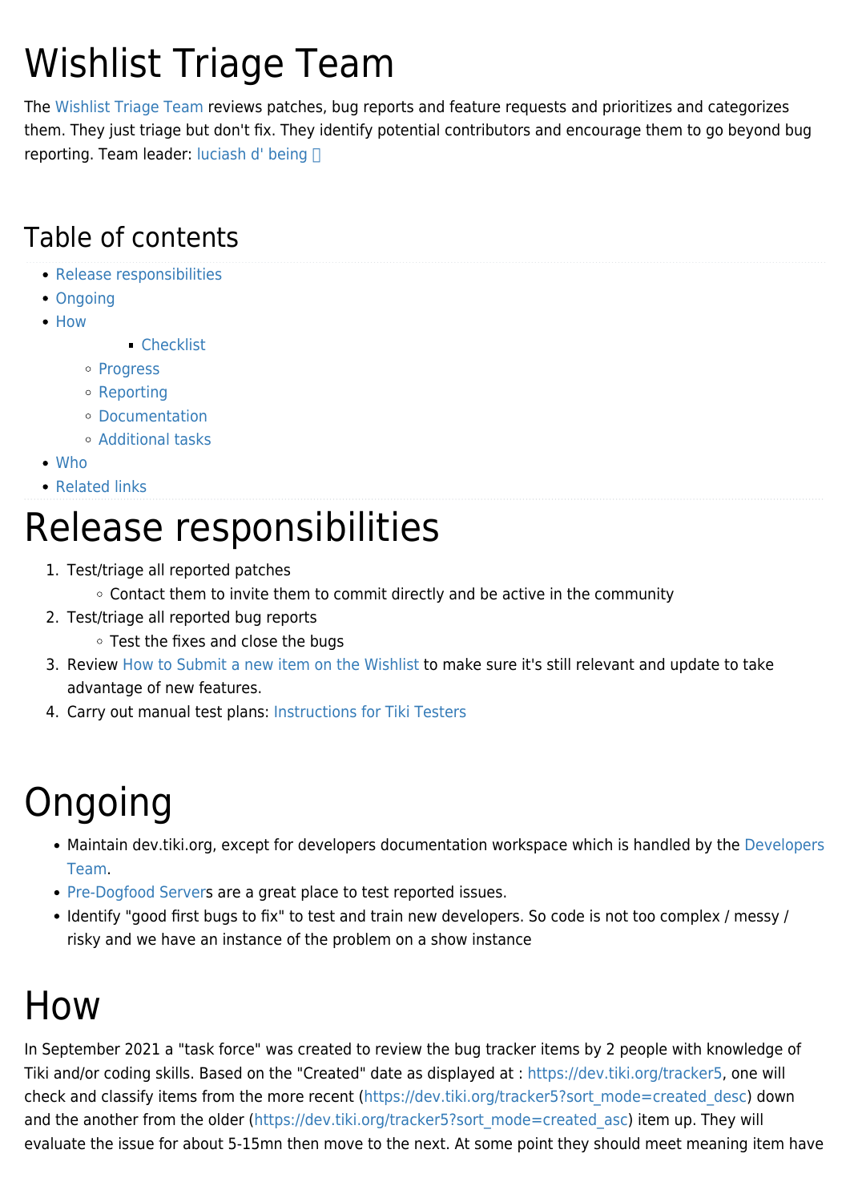# Wishlist Triage Team

The Wishlist Triage Team reviews patches, bug reports and feature requests and prioritizes and categorizes them. They just triage but don't fix. They identify potential contributors and encourage them to go beyond bug reporting. Team leader: luciash d' being

## Table of contents

- Release responsibilities
- Ongoing
- How
    - Checklist
  - Progress
  - Reporting
  - Documentation
  - Additional tasks
- Who
- Related links

# Release responsibilities

1. Test/triage all reported patches
   - Contact them to invite them to commit directly and be active in the community
2. Test/triage all reported bug reports
   - Test the fixes and close the bugs
3. Review How to Submit a new item on the Wishlist to make sure it's still relevant and update to take advantage of new features.
4. Carry out manual test plans: Instructions for Tiki Testers

# Ongoing

- Maintain dev.tiki.org, except for developers documentation workspace which is handled by the Developers Team.
- Pre-Dogfood Servers are a great place to test reported issues.
- Identify "good first bugs to fix" to test and train new developers. So code is not too complex / messy / risky and we have an instance of the problem on a show instance

# How

In September 2021 a "task force" was created to review the bug tracker items by 2 people with knowledge of Tiki and/or coding skills. Based on the "Created" date as displayed at : https://dev.tiki.org/tracker5, one will check and classify items from the more recent (https://dev.tiki.org/tracker5?sort_mode=created_desc) down and the another from the older (https://dev.tiki.org/tracker5?sort_mode=created_asc) item up. They will evaluate the issue for about 5-15mn then move to the next. At some point they should meet meaning item have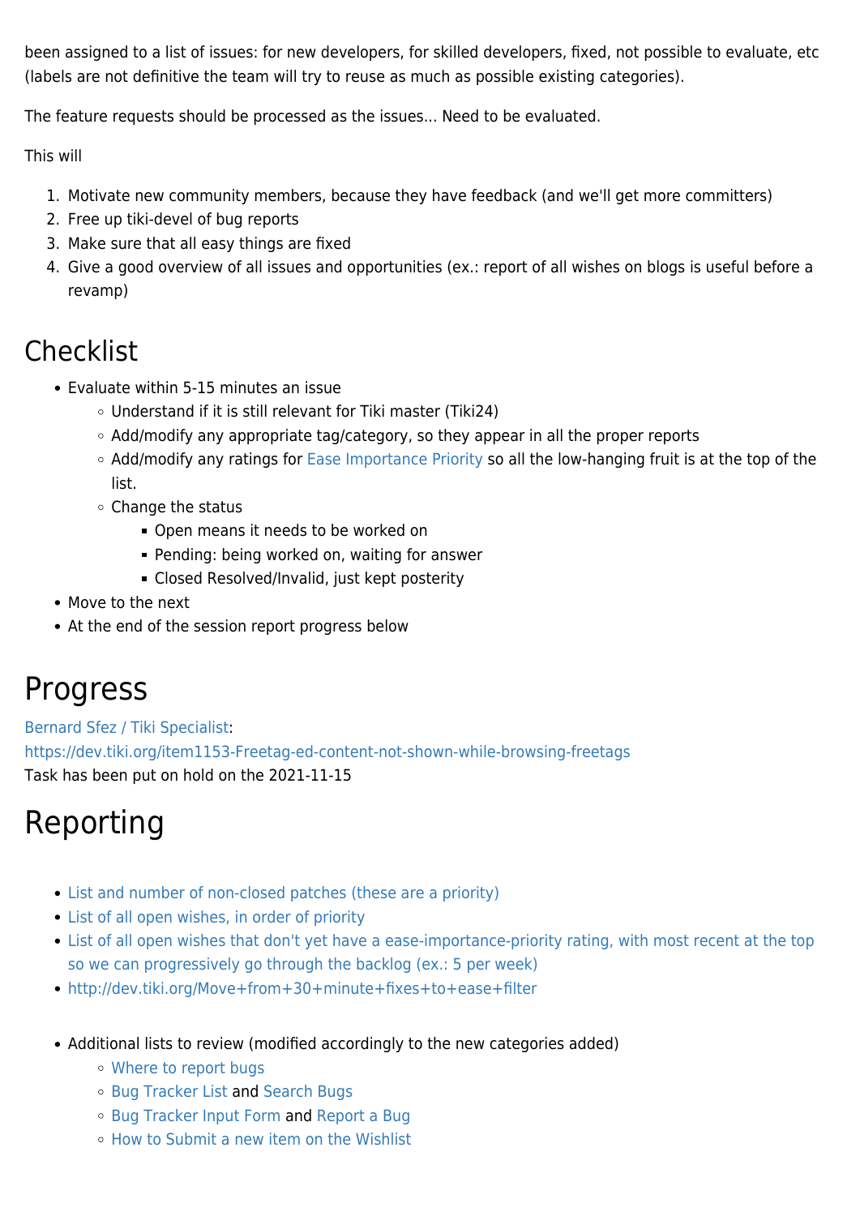been assigned to a list of issues: for new developers, for skilled developers, fixed, not possible to evaluate, etc (labels are not definitive the team will try to reuse as much as possible existing categories).

The feature requests should be processed as the issues... Need to be evaluated.

This will

1. Motivate new community members, because they have feedback (and we'll get more committers)
2. Free up tiki-devel of bug reports
3. Make sure that all easy things are fixed
4. Give a good overview of all issues and opportunities (ex.: report of all wishes on blogs is useful before a revamp)

## Checklist

- Evaluate within 5-15 minutes an issue
  - Understand if it is still relevant for Tiki master (Tiki24)
  - Add/modify any appropriate tag/category, so they appear in all the proper reports
  - Add/modify any ratings for Ease Importance Priority so all the low-hanging fruit is at the top of the list.
  - Change the status
    - Open means it needs to be worked on
    - Pending: being worked on, waiting for answer
    - Closed Resolved/Invalid, just kept posterity
- Move to the next
- At the end of the session report progress below

## Progress

Bernard Sfez / Tiki Specialist:
https://dev.tiki.org/item1153-Freetag-ed-content-not-shown-while-browsing-freetags
Task has been put on hold on the 2021-11-15

## Reporting

- List and number of non-closed patches (these are a priority)
- List of all open wishes, in order of priority
- List of all open wishes that don't yet have a ease-importance-priority rating, with most recent at the top so we can progressively go through the backlog (ex.: 5 per week)
- http://dev.tiki.org/Move+from+30+minute+fixes+to+ease+filter

- Additional lists to review (modified accordingly to the new categories added)
  - Where to report bugs
  - Bug Tracker List and Search Bugs
  - Bug Tracker Input Form and Report a Bug
  - How to Submit a new item on the Wishlist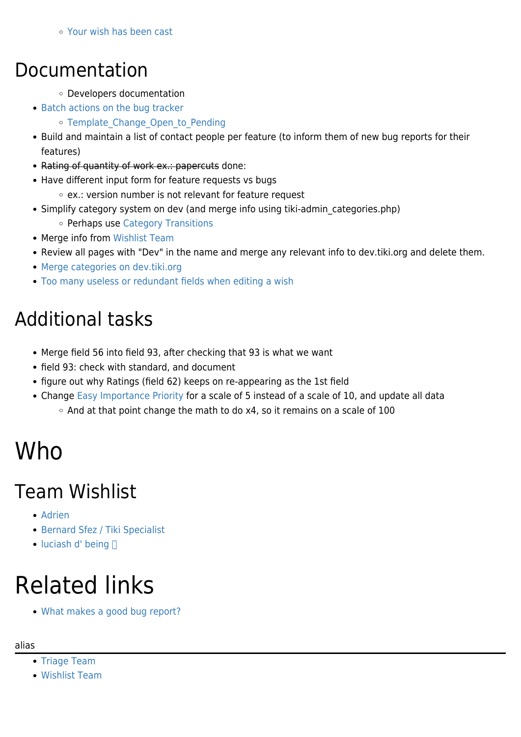- Your wish has been cast

## Documentation

    - Developers documentation
- Batch actions on the bug tracker
    - Template_Change_Open_to_Pending
- Build and maintain a list of contact people per feature (to inform them of new bug reports for their features)
- ~~Rating of quantity of work ex.: papercuts~~ done:
- Have different input form for feature requests vs bugs
    - ex.: version number is not relevant for feature request
- Simplify category system on dev (and merge info using tiki-admin_categories.php)
    - Perhaps use Category Transitions
- Merge info from Wishlist Team
- Review all pages with "Dev" in the name and merge any relevant info to dev.tiki.org and delete them.
- Merge categories on dev.tiki.org
- Too many useless or redundant fields when editing a wish

## Additional tasks

- Merge field 56 into field 93, after checking that 93 is what we want
- field 93: check with standard, and document
- figure out why Ratings (field 62) keeps on re-appearing as the 1st field
- Change Easy Importance Priority for a scale of 5 instead of a scale of 10, and update all data
    - And at that point change the math to do x4, so it remains on a scale of 100

# Who

## Team Wishlist

- Adrien
- Bernard Sfez / Tiki Specialist
- luciash d' being

# Related links

- What makes a good bug report?

alias

---

- Triage Team
- Wishlist Team